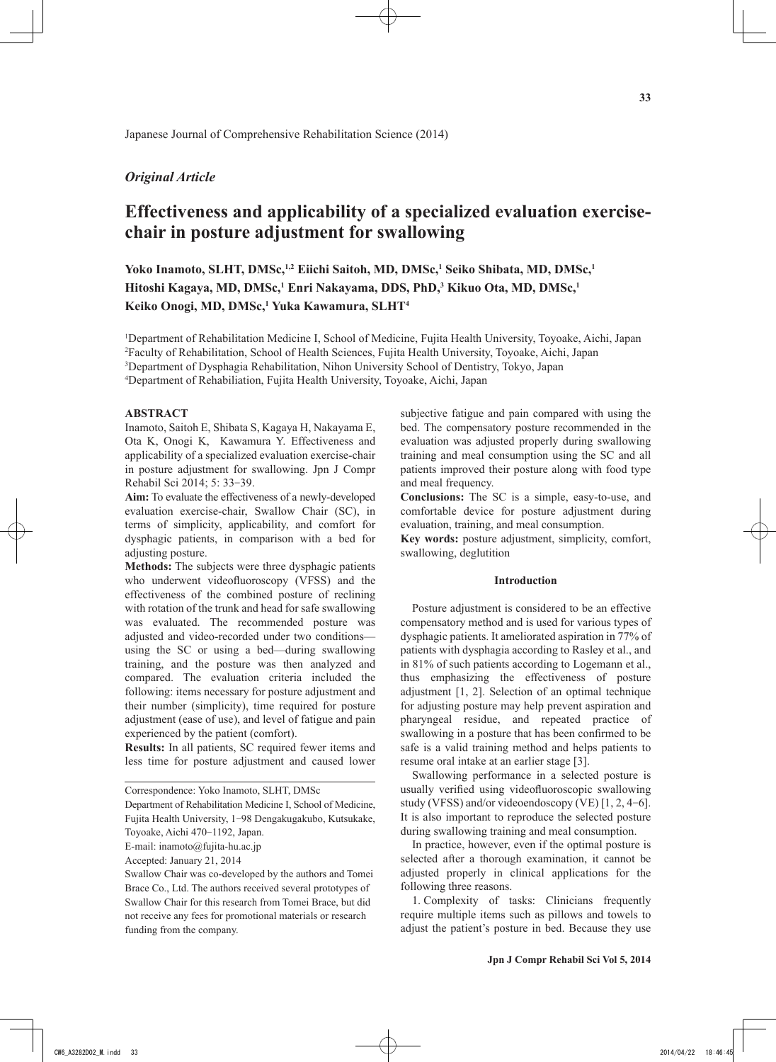*Original Article*

# Effectiveness and applicability of a specialized evaluation exercise-chair in posture adjustment for swallowing

**Yoko Inamoto, SLHT, DMSc,[1,2] Eiichi Saitoh, MD, DMSc,[1] Seiko Shibata, MD, DMSc,[1] Hitoshi Kagaya, MD, DMSc,[1] Enri Nakayama, DDS, PhD,[3] Kikuo Ota, MD, DMSc,[1] Keiko Onogi, MD, DMSc,[1] Yuka Kawamura, SLHT[4]**

[1]Department of Rehabilitation Medicine I, School of Medicine, Fujita Health University, Toyoake, Aichi, Japan
[2]Faculty of Rehabilitation, School of Health Sciences, Fujita Health University, Toyoake, Aichi, Japan
[3]Department of Dysphagia Rehabilitation, Nihon University School of Dentistry, Tokyo, Japan
[4]Department of Rehabiliation, Fujita Health University, Toyoake, Aichi, Japan

## ABSTRACT

Inamoto, Saitoh E, Shibata S, Kagaya H, Nakayama E, Ota K, Onogi K, Kawamura Y. Effectiveness and applicability of a specialized evaluation exercise-chair in posture adjustment for swallowing. Jpn J Compr Rehabil Sci 2014; 5: 33−39.

**Aim:** To evaluate the effectiveness of a newly-developed evaluation exercise-chair, Swallow Chair (SC), in terms of simplicity, applicability, and comfort for dysphagic patients, in comparison with a bed for adjusting posture.

**Methods:** The subjects were three dysphagic patients who underwent videofluoroscopy (VFSS) and the effectiveness of the combined posture of reclining with rotation of the trunk and head for safe swallowing was evaluated. The recommended posture was adjusted and video-recorded under two conditions—using the SC or using a bed—during swallowing training, and the posture was then analyzed and compared. The evaluation criteria included the following: items necessary for posture adjustment and their number (simplicity), time required for posture adjustment (ease of use), and level of fatigue and pain experienced by the patient (comfort).

**Results:** In all patients, SC required fewer items and less time for posture adjustment and caused lower subjective fatigue and pain compared with using the bed. The compensatory posture recommended in the evaluation was adjusted properly during swallowing training and meal consumption using the SC and all patients improved their posture along with food type and meal frequency.

**Conclusions:** The SC is a simple, easy-to-use, and comfortable device for posture adjustment during evaluation, training, and meal consumption.

**Key words:** posture adjustment, simplicity, comfort, swallowing, deglutition

Correspondence: Yoko Inamoto, SLHT, DMSc
Department of Rehabilitation Medicine I, School of Medicine, Fujita Health University, 1−98 Dengakugakubo, Kutsukake, Toyoake, Aichi 470−1192, Japan.
E-mail: inamoto@fujita-hu.ac.jp
Accepted: January 21, 2014

Swallow Chair was co-developed by the authors and Tomei Brace Co., Ltd. The authors received several prototypes of Swallow Chair for this research from Tomei Brace, but did not receive any fees for promotional materials or research funding from the company.

## Introduction

Posture adjustment is considered to be an effective compensatory method and is used for various types of dysphagic patients. It ameliorated aspiration in 77% of patients with dysphagia according to Rasley et al., and in 81% of such patients according to Logemann et al., thus emphasizing the effectiveness of posture adjustment [1, 2]. Selection of an optimal technique for adjusting posture may help prevent aspiration and pharyngeal residue, and repeated practice of swallowing in a posture that has been confirmed to be safe is a valid training method and helps patients to resume oral intake at an earlier stage [3].

Swallowing performance in a selected posture is usually verified using videofluoroscopic swallowing study (VFSS) and/or videoendoscopy (VE) [1, 2, 4−6]. It is also important to reproduce the selected posture during swallowing training and meal consumption.

In practice, however, even if the optimal posture is selected after a thorough examination, it cannot be adjusted properly in clinical applications for the following three reasons.

1. Complexity of tasks: Clinicians frequently require multiple items such as pillows and towels to adjust the patient's posture in bed. Because they use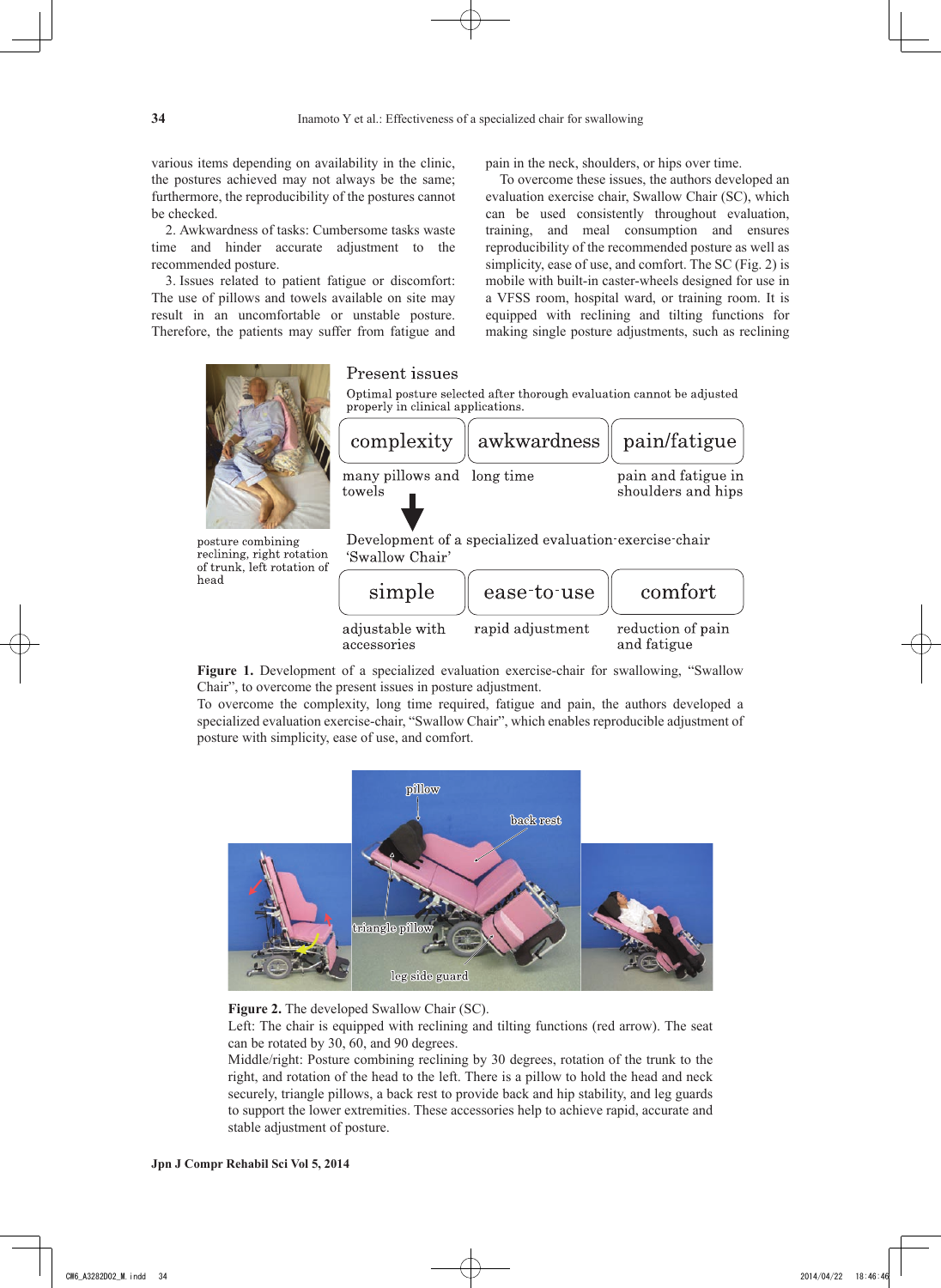various items depending on availability in the clinic, the postures achieved may not always be the same; furthermore, the reproducibility of the postures cannot be checked.

2. Awkwardness of tasks: Cumbersome tasks waste time and hinder accurate adjustment to the recommended posture.

3. Issues related to patient fatigue or discomfort: The use of pillows and towels available on site may result in an uncomfortable or unstable posture. Therefore, the patients may suffer from fatigue and pain in the neck, shoulders, or hips over time.

To overcome these issues, the authors developed an evaluation exercise chair, Swallow Chair (SC), which can be used consistently throughout evaluation, training, and meal consumption and ensures reproducibility of the recommended posture as well as simplicity, ease of use, and comfort. The SC (Fig. 2) is mobile with built-in caster-wheels designed for use in a VFSS room, hospital ward, or training room. It is equipped with reclining and tilting functions for making single posture adjustments, such as reclining

Present issues

Optimal posture selected after thorough evaluation cannot be adjusted properly in clinical applications.

| complexity | awkwardness | pain/fatigue |
|---|---|---|
| many pillows and towels | long time | pain and fatigue in shoulders and hips |

posture combining reclining, right rotation of trunk, left rotation of head

Development of a specialized evaluation-exercise-chair 'Swallow Chair'

| simple | ease-to-use | comfort |
|---|---|---|
| adjustable with accessories | rapid adjustment | reduction of pain and fatigue |

**Figure 1.** Development of a specialized evaluation exercise-chair for swallowing, "Swallow Chair", to overcome the present issues in posture adjustment.
To overcome the complexity, long time required, fatigue and pain, the authors developed a specialized evaluation exercise-chair, "Swallow Chair", which enables reproducible adjustment of posture with simplicity, ease of use, and comfort.

**Figure 2.** The developed Swallow Chair (SC).
Left: The chair is equipped with reclining and tilting functions (red arrow). The seat can be rotated by 30, 60, and 90 degrees.
Middle/right: Posture combining reclining by 30 degrees, rotation of the trunk to the right, and rotation of the head to the left. There is a pillow to hold the head and neck securely, triangle pillows, a back rest to provide back and hip stability, and leg guards to support the lower extremities. These accessories help to achieve rapid, accurate and stable adjustment of posture.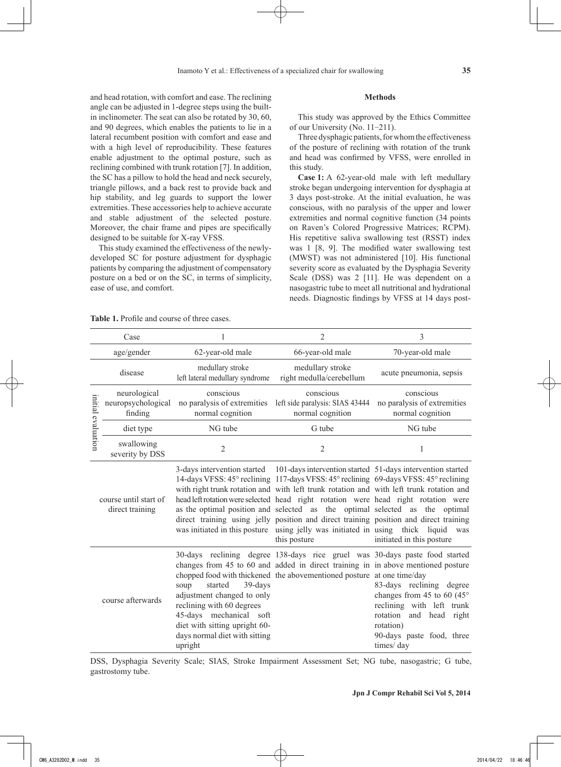and head rotation, with comfort and ease. The reclining angle can be adjusted in 1-degree steps using the built-in inclinometer. The seat can also be rotated by 30, 60, and 90 degrees, which enables the patients to lie in a lateral recumbent position with comfort and ease and with a high level of reproducibility. These features enable adjustment to the optimal posture, such as reclining combined with trunk rotation [7]. In addition, the SC has a pillow to hold the head and neck securely, triangle pillows, and a back rest to provide back and hip stability, and leg guards to support the lower extremities. These accessories help to achieve accurate and stable adjustment of the selected posture. Moreover, the chair frame and pipes are specifically designed to be suitable for X-ray VFSS.

This study examined the effectiveness of the newly-developed SC for posture adjustment for dysphagic patients by comparing the adjustment of compensatory posture on a bed or on the SC, in terms of simplicity, ease of use, and comfort.

## Methods

This study was approved by the Ethics Committee of our University (No. 11−211).

Three dysphagic patients, for whom the effectiveness of the posture of reclining with rotation of the trunk and head was confirmed by VFSS, were enrolled in this study.

**Case 1:** A 62-year-old male with left medullary stroke began undergoing intervention for dysphagia at 3 days post-stroke. At the initial evaluation, he was conscious, with no paralysis of the upper and lower extremities and normal cognitive function (34 points on Raven's Colored Progressive Matrices; RCPM). His repetitive saliva swallowing test (RSST) index was 1 [8, 9]. The modified water swallowing test (MWST) was not administered [10]. His functional severity score as evaluated by the Dysphagia Severity Scale (DSS) was 2 [11]. He was dependent on a nasogastric tube to meet all nutritional and hydrational needs. Diagnostic findings by VFSS at 14 days post-

**Table 1.** Profile and course of three cases.

| | Case | 1 | 2 | 3 |
|---|---|---|---|---|
| | age/gender | 62-year-old male | 66-year-old male | 70-year-old male |
| | disease | medullary stroke<br>left lateral medullary syndrome | medullary stroke<br>right medulla/cerebellum | acute pneumonia, sepsis |
| initial evaluation | neurological neuropsychological finding | conscious<br>no paralysis of extremities<br>normal cognition | conscious<br>left side paralysis: SIAS 43444<br>normal cognition | conscious<br>no paralysis of extremities<br>normal cognition |
| | diet type | NG tube | G tube | NG tube |
| | swallowing severity by DSS | 2 | 2 | 1 |
| | course until start of direct training | 3-days intervention started<br>14-days VFSS: 45° reclining with right trunk rotation and head left rotation were selected as the optimal position and direct training using jelly was initiated in this posture | 101-days intervention started<br>117-days VFSS: 45° reclining with left trunk rotation and head right rotation were selected as the optimal position and direct training using jelly was initiated in this posture | 51-days intervention started<br>69-days VFSS: 45° reclining with left trunk rotation and head right rotation were selected as the optimal position and direct training using thick liquid was initiated in this posture |
| | course afterwards | 30-days reclining degree changes from 45 to 60 and chopped food with thickened soup started 39-days adjustment changed to only reclining with 60 degrees<br>45-days mechanical soft diet with sitting upright 60-days normal diet with sitting upright | 138-days rice gruel was added in direct training in the abovementioned posture | 30-days paste food started in above mentioned posture at one time/day<br>83-days reclining degree changes from 45 to 60 (45° reclining with left trunk rotation and head right rotation)<br>90-days paste food, three times/ day |

DSS, Dysphagia Severity Scale; SIAS, Stroke Impairment Assessment Set; NG tube, nasogastric; G tube, gastrostomy tube.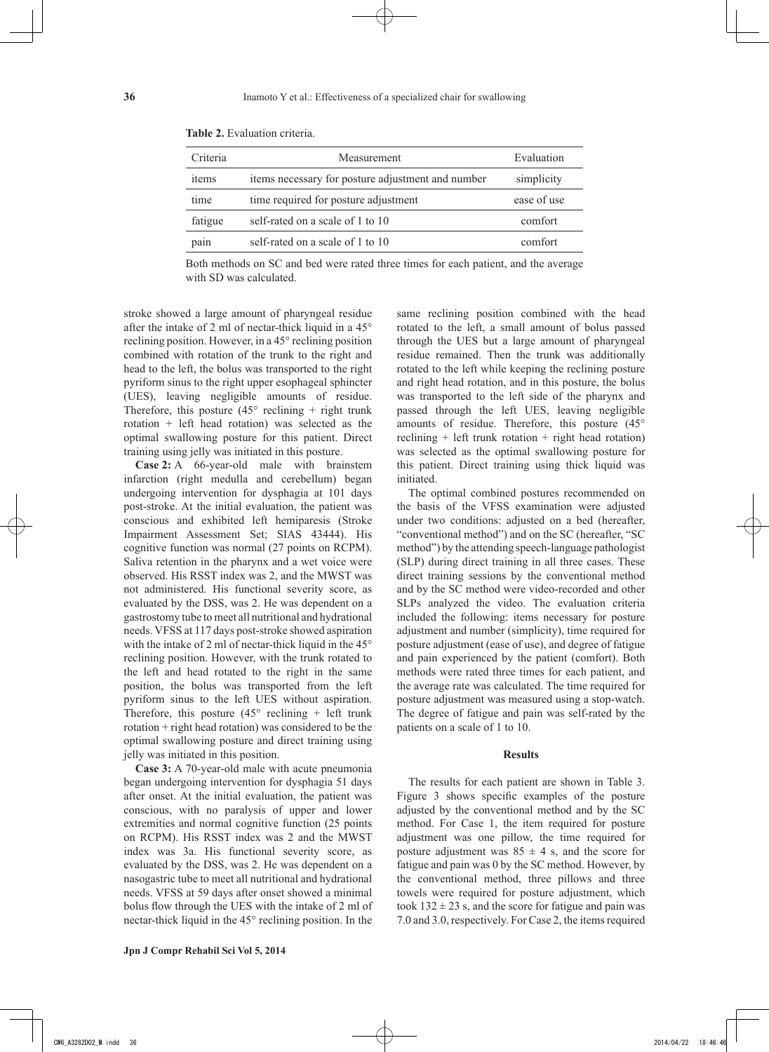**Table 2.** Evaluation criteria.

| Criteria | Measurement | Evaluation |
|---|---|---|
| items | items necessary for posture adjustment and number | simplicity |
| time | time required for posture adjustment | ease of use |
| fatigue | self-rated on a scale of 1 to 10 | comfort |
| pain | self-rated on a scale of 1 to 10 | comfort |

Both methods on SC and bed were rated three times for each patient, and the average with SD was calculated.

stroke showed a large amount of pharyngeal residue after the intake of 2 ml of nectar-thick liquid in a 45° reclining position. However, in a 45° reclining position combined with rotation of the trunk to the right and head to the left, the bolus was transported to the right pyriform sinus to the right upper esophageal sphincter (UES), leaving negligible amounts of residue. Therefore, this posture (45° reclining + right trunk rotation + left head rotation) was selected as the optimal swallowing posture for this patient. Direct training using jelly was initiated in this posture.

**Case 2:** A 66-year-old male with brainstem infarction (right medulla and cerebellum) began undergoing intervention for dysphagia at 101 days post-stroke. At the initial evaluation, the patient was conscious and exhibited left hemiparesis (Stroke Impairment Assessment Set; SIAS 43444). His cognitive function was normal (27 points on RCPM). Saliva retention in the pharynx and a wet voice were observed. His RSST index was 2, and the MWST was not administered. His functional severity score, as evaluated by the DSS, was 2. He was dependent on a gastrostomy tube to meet all nutritional and hydrational needs. VFSS at 117 days post-stroke showed aspiration with the intake of 2 ml of nectar-thick liquid in the 45° reclining position. However, with the trunk rotated to the left and head rotated to the right in the same position, the bolus was transported from the left pyriform sinus to the left UES without aspiration. Therefore, this posture (45° reclining + left trunk rotation + right head rotation) was considered to be the optimal swallowing posture and direct training using jelly was initiated in this position.

**Case 3:** A 70-year-old male with acute pneumonia began undergoing intervention for dysphagia 51 days after onset. At the initial evaluation, the patient was conscious, with no paralysis of upper and lower extremities and normal cognitive function (25 points on RCPM). His RSST index was 2 and the MWST index was 3a. His functional severity score, as evaluated by the DSS, was 2. He was dependent on a nasogastric tube to meet all nutritional and hydrational needs. VFSS at 59 days after onset showed a minimal bolus flow through the UES with the intake of 2 ml of nectar-thick liquid in the 45° reclining position. In the same reclining position combined with the head rotated to the left, a small amount of bolus passed through the UES but a large amount of pharyngeal residue remained. Then the trunk was additionally rotated to the left while keeping the reclining posture and right head rotation, and in this posture, the bolus was transported to the left side of the pharynx and passed through the left UES, leaving negligible amounts of residue. Therefore, this posture (45° reclining + left trunk rotation + right head rotation) was selected as the optimal swallowing posture for this patient. Direct training using thick liquid was initiated.

The optimal combined postures recommended on the basis of the VFSS examination were adjusted under two conditions: adjusted on a bed (hereafter, "conventional method") and on the SC (hereafter, "SC method") by the attending speech-language pathologist (SLP) during direct training in all three cases. These direct training sessions by the conventional method and by the SC method were video-recorded and other SLPs analyzed the video. The evaluation criteria included the following: items necessary for posture adjustment and number (simplicity), time required for posture adjustment (ease of use), and degree of fatigue and pain experienced by the patient (comfort). Both methods were rated three times for each patient, and the average rate was calculated. The time required for posture adjustment was measured using a stop-watch. The degree of fatigue and pain was self-rated by the patients on a scale of 1 to 10.

## Results

The results for each patient are shown in Table 3. Figure 3 shows specific examples of the posture adjusted by the conventional method and by the SC method. For Case 1, the item required for posture adjustment was one pillow, the time required for posture adjustment was $85 \pm 4$ s, and the score for fatigue and pain was 0 by the SC method. However, by the conventional method, three pillows and three towels were required for posture adjustment, which took $132 \pm 23$ s, and the score for fatigue and pain was 7.0 and 3.0, respectively. For Case 2, the items required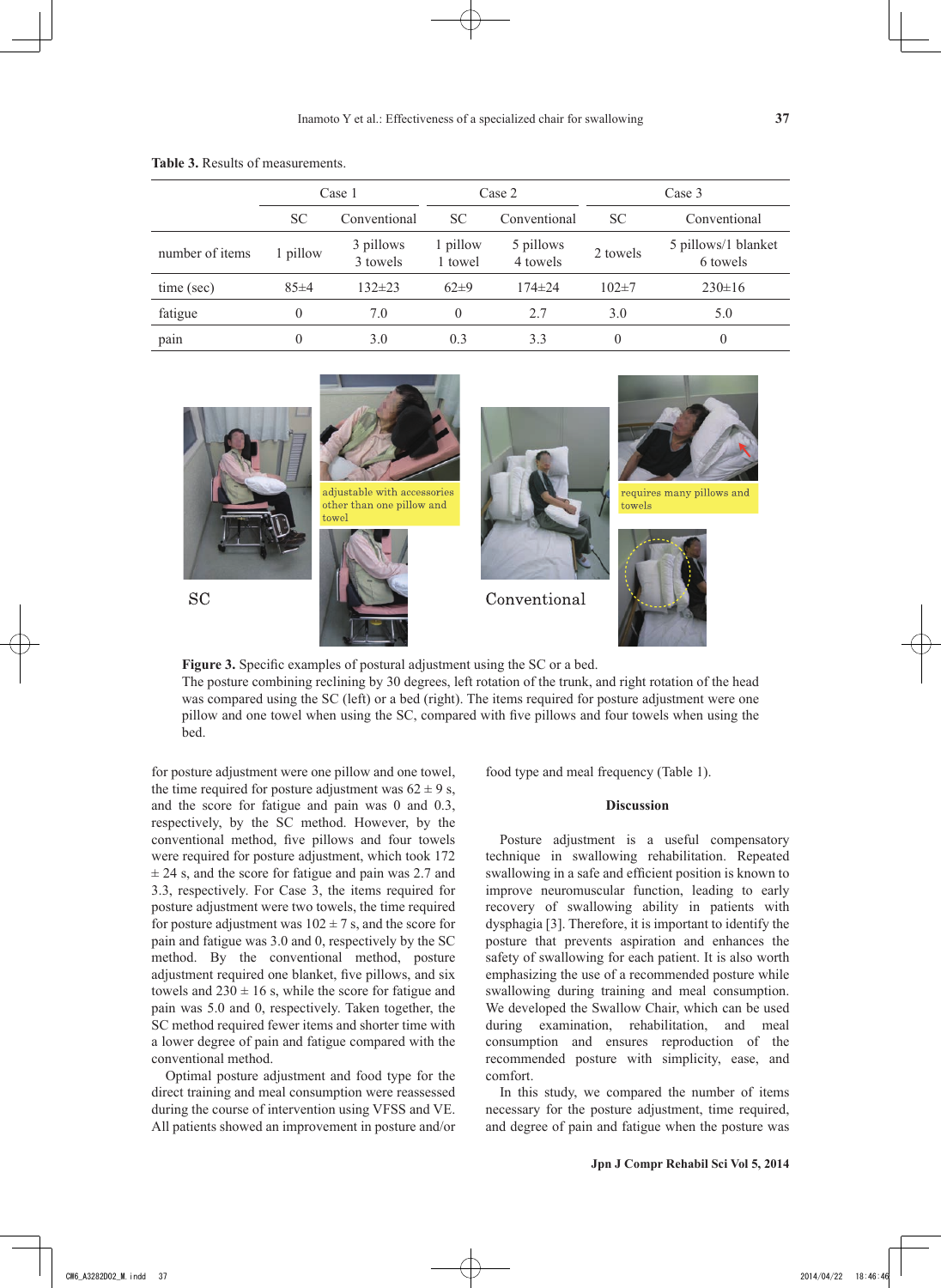**Table 3.** Results of measurements.

| | Case 1 | | Case 2 | | Case 3 | |
|---|---|---|---|---|---|---|
| | SC | Conventional | SC | Conventional | SC | Conventional |
| number of items | 1 pillow | 3 pillows 3 towels | 1 pillow 1 towel | 5 pillows 4 towels | 2 towels | 5 pillows/1 blanket 6 towels |
| time (sec) | 85±4 | 132±23 | 62±9 | 174±24 | 102±7 | 230±16 |
| fatigue | 0 | 7.0 | 0 | 2.7 | 3.0 | 5.0 |
| pain | 0 | 3.0 | 0.3 | 3.3 | 0 | 0 |

**Figure 3.** Specific examples of postural adjustment using the SC or a bed.
The posture combining reclining by 30 degrees, left rotation of the trunk, and right rotation of the head was compared using the SC (left) or a bed (right). The items required for posture adjustment were one pillow and one towel when using the SC, compared with five pillows and four towels when using the bed.

for posture adjustment were one pillow and one towel, the time required for posture adjustment was 62 ± 9 s, and the score for fatigue and pain was 0 and 0.3, respectively, by the SC method. However, by the conventional method, five pillows and four towels were required for posture adjustment, which took 172 ± 24 s, and the score for fatigue and pain was 2.7 and 3.3, respectively. For Case 3, the items required for posture adjustment were two towels, the time required for posture adjustment was 102 ± 7 s, and the score for pain and fatigue was 3.0 and 0, respectively by the SC method. By the conventional method, posture adjustment required one blanket, five pillows, and six towels and 230 ± 16 s, while the score for fatigue and pain was 5.0 and 0, respectively. Taken together, the SC method required fewer items and shorter time with a lower degree of pain and fatigue compared with the conventional method.

Optimal posture adjustment and food type for the direct training and meal consumption were reassessed during the course of intervention using VFSS and VE. All patients showed an improvement in posture and/or food type and meal frequency (Table 1).

## Discussion

Posture adjustment is a useful compensatory technique in swallowing rehabilitation. Repeated swallowing in a safe and efficient position is known to improve neuromuscular function, leading to early recovery of swallowing ability in patients with dysphagia [3]. Therefore, it is important to identify the posture that prevents aspiration and enhances the safety of swallowing for each patient. It is also worth emphasizing the use of a recommended posture while swallowing during swallowing training and meal consumption. We developed the Swallow Chair, which can be used during examination, rehabilitation, and meal consumption and ensures reproduction of the recommended posture with simplicity, ease, and comfort.

In this study, we compared the number of items necessary for the posture adjustment, time required, and degree of pain and fatigue when the posture was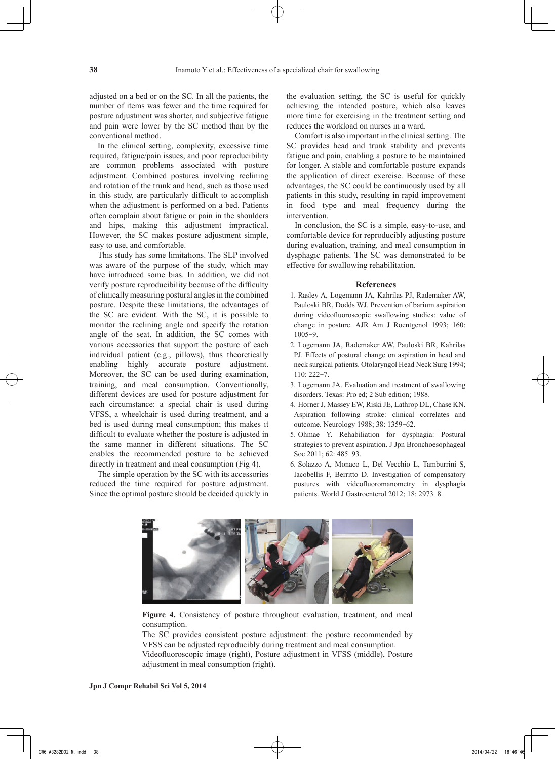adjusted on a bed or on the SC. In all the patients, the number of items was fewer and the time required for posture adjustment was shorter, and subjective fatigue and pain were lower by the SC method than by the conventional method.

In the clinical setting, complexity, excessive time required, fatigue/pain issues, and poor reproducibility are common problems associated with posture adjustment. Combined postures involving reclining and rotation of the trunk and head, such as those used in this study, are particularly difficult to accomplish when the adjustment is performed on a bed. Patients often complain about fatigue or pain in the shoulders and hips, making this adjustment impractical. However, the SC makes posture adjustment simple, easy to use, and comfortable.

This study has some limitations. The SLP involved was aware of the purpose of the study, which may have introduced some bias. In addition, we did not verify posture reproducibility because of the difficulty of clinically measuring postural angles in the combined posture. Despite these limitations, the advantages of the SC are evident. With the SC, it is possible to monitor the reclining angle and specify the rotation angle of the seat. In addition, the SC comes with various accessories that support the posture of each individual patient (e.g., pillows), thus theoretically enabling highly accurate posture adjustment. Moreover, the SC can be used during examination, training, and meal consumption. Conventionally, different devices are used for posture adjustment for each circumstance: a special chair is used during VFSS, a wheelchair is used during treatment, and a bed is used during meal consumption; this makes it difficult to evaluate whether the posture is adjusted in the same manner in different situations. The SC enables the recommended posture to be achieved directly in treatment and meal consumption (Fig 4).

The simple operation by the SC with its accessories reduced the time required for posture adjustment. Since the optimal posture should be decided quickly in the evaluation setting, the SC is useful for quickly achieving the intended posture, which also leaves more time for exercising in the treatment setting and reduces the workload on nurses in a ward.

Comfort is also important in the clinical setting. The SC provides head and trunk stability and prevents fatigue and pain, enabling a posture to be maintained for longer. A stable and comfortable posture expands the application of direct exercise. Because of these advantages, the SC could be continuously used by all patients in this study, resulting in rapid improvement in food type and meal frequency during the intervention.

In conclusion, the SC is a simple, easy-to-use, and comfortable device for reproducibly adjusting posture during evaluation, training, and meal consumption in dysphagic patients. The SC was demonstrated to be effective for swallowing rehabilitation.

## References

1. Rasley A, Logemann JA, Kahrilas PJ, Rademaker AW, Pauloski BR, Dodds WJ. Prevention of barium aspiration during videofluoroscopic swallowing studies: value of change in posture. AJR Am J Roentgenol 1993; 160: 1005−9.
2. Logemann JA, Rademaker AW, Pauloski BR, Kahrilas PJ. Effects of postural change on aspiration in head and neck surgical patients. Otolaryngol Head Neck Surg 1994; 110: 222−7.
3. Logemann JA. Evaluation and treatment of swallowing disorders. Texas: Pro ed; 2 Sub edition; 1988.
4. Horner J, Massey EW, Riski JE, Lathrop DL, Chase KN. Aspiration following stroke: clinical correlates and outcome. Neurology 1988; 38: 1359−62.
5. Ohmae Y. Rehabiliation for dysphagia: Postural strategies to prevent aspiration. J Jpn Bronchoesophageal Soc 2011; 62: 485−93.
6. Solazzo A, Monaco L, Del Vecchio L, Tamburrini S, Iacobellis F, Berritto D. Investigation of compensatory postures with videofluoromanometry in dysphagia patients. World J Gastroenterol 2012; 18: 2973−8.

**Figure 4.** Consistency of posture throughout evaluation, treatment, and meal consumption.

The SC provides consistent posture adjustment: the posture recommended by VFSS can be adjusted reproducibly during treatment and meal consumption.

Videofluoroscopic image (right), Posture adjustment in VFSS (middle), Posture adjustment in meal consumption (right).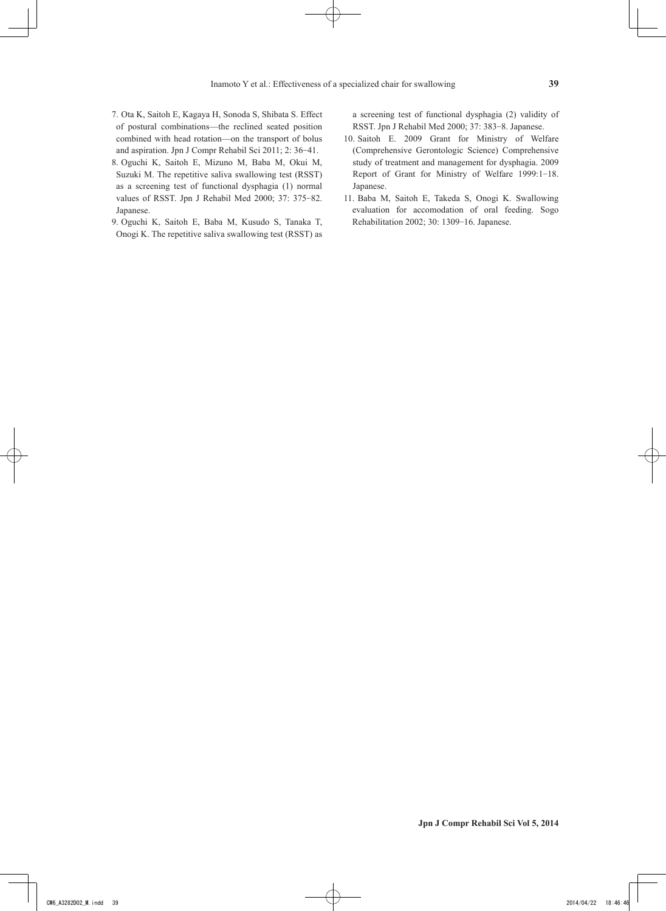7. Ota K, Saitoh E, Kagaya H, Sonoda S, Shibata S. Effect of postural combinations—the reclined seated position combined with head rotation—on the transport of bolus and aspiration. Jpn J Compr Rehabil Sci 2011; 2: 36‒41.
8. Oguchi K, Saitoh E, Mizuno M, Baba M, Okui M, Suzuki M. The repetitive saliva swallowing test (RSST) as a screening test of functional dysphagia (1) normal values of RSST. Jpn J Rehabil Med 2000; 37: 375‒82. Japanese.
9. Oguchi K, Saitoh E, Baba M, Kusudo S, Tanaka T, Onogi K. The repetitive saliva swallowing test (RSST) as a screening test of functional dysphagia (2) validity of RSST. Jpn J Rehabil Med 2000; 37: 383‒8. Japanese.
10. Saitoh E. 2009 Grant for Ministry of Welfare (Comprehensive Gerontologic Science) Comprehensive study of treatment and management for dysphagia. 2009 Report of Grant for Ministry of Welfare 1999:1‒18. Japanese.
11. Baba M, Saitoh E, Takeda S, Onogi K. Swallowing evaluation for accomodation of oral feeding. Sogo Rehabilitation 2002; 30: 1309‒16. Japanese.